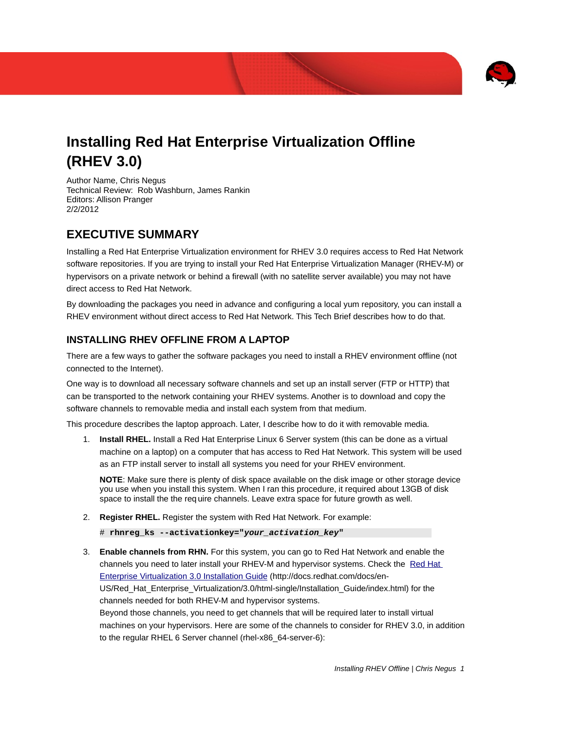# Installing Red Hat Enterprise Virtualization Offline (RHEV 3.0)

Author Name, Chris Negus
Technical Review: Rob Washburn, James Rankin
Editors: Allison Pranger
2/2/2012

## EXECUTIVE SUMMARY

Installing a Red Hat Enterprise Virtualization environment for RHEV 3.0 requires access to Red Hat Network software repositories. If you are trying to install your Red Hat Enterprise Virtualization Manager (RHEV-M) or hypervisors on a private network or behind a firewall (with no satellite server available) you may not have direct access to Red Hat Network.

By downloading the packages you need in advance and configuring a local yum repository, you can install a RHEV environment without direct access to Red Hat Network. This Tech Brief describes how to do that.

### INSTALLING RHEV OFFLINE FROM A LAPTOP

There are a few ways to gather the software packages you need to install a RHEV environment offline (not connected to the Internet).

One way is to download all necessary software channels and set up an install server (FTP or HTTP) that can be transported to the network containing your RHEV systems. Another is to download and copy the software channels to removable media and install each system from that medium.

This procedure describes the laptop approach. Later, I describe how to do it with removable media.

1. **Install RHEL.** Install a Red Hat Enterprise Linux 6 Server system (this can be done as a virtual machine on a laptop) on a computer that has access to Red Hat Network. This system will be used as an FTP install server to install all systems you need for your RHEV environment.

   **NOTE**: Make sure there is plenty of disk space available on the disk image or other storage device you use when you install this system. When I ran this procedure, it required about 13GB of disk space to install the the req uire channels. Leave extra space for future growth as well.

2. **Register RHEL.** Register the system with Red Hat Network. For example:

   ```
   # rhnreg_ks --activationkey="your_activation_key"
   ```

3. **Enable channels from RHN.** For this system, you can go to Red Hat Network and enable the channels you need to later install your RHEV-M and hypervisor systems. Check the Red Hat Enterprise Virtualization 3.0 Installation Guide (http://docs.redhat.com/docs/en-US/Red_Hat_Enterprise_Virtualization/3.0/html-single/Installation_Guide/index.html) for the channels needed for both RHEV-M and hypervisor systems.
   Beyond those channels, you need to get channels that will be required later to install virtual machines on your hypervisors. Here are some of the channels to consider for RHEV 3.0, in addition to the regular RHEL 6 Server channel (rhel-x86_64-server-6):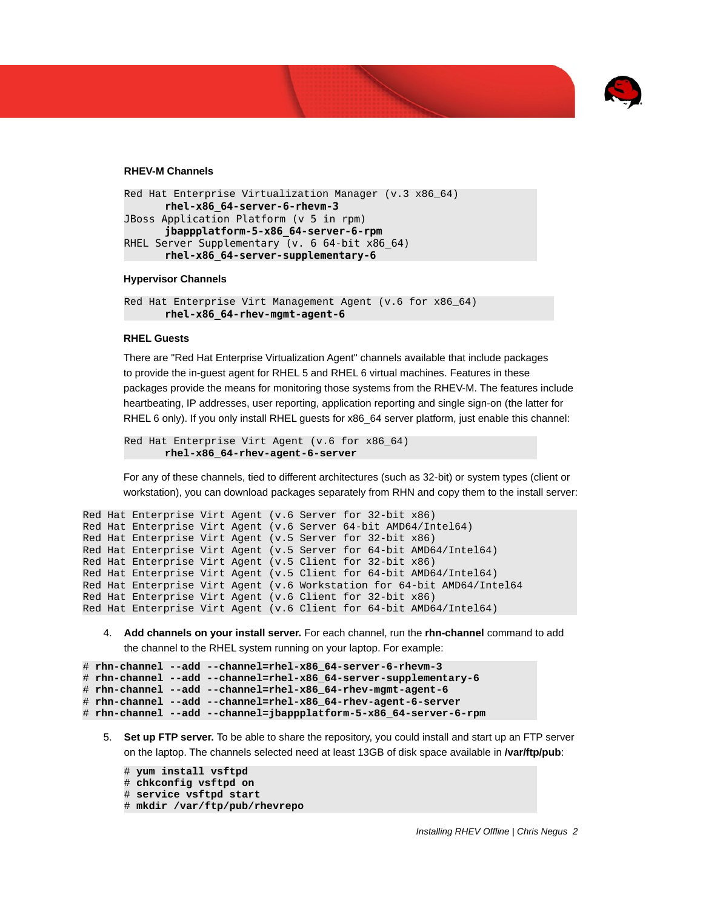#### RHEV-M Channels

```
Red Hat Enterprise Virtualization Manager (v.3 x86_64)
       rhel-x86_64-server-6-rhevm-3
JBoss Application Platform (v 5 in rpm)
       jbappplatform-5-x86_64-server-6-rpm
RHEL Server Supplementary (v. 6 64-bit x86_64)
       rhel-x86_64-server-supplementary-6
```

#### Hypervisor Channels

```
Red Hat Enterprise Virt Management Agent (v.6 for x86_64)
       rhel-x86_64-rhev-mgmt-agent-6
```

#### RHEL Guests

There are "Red Hat Enterprise Virtualization Agent" channels available that include packages to provide the in-guest agent for RHEL 5 and RHEL 6 virtual machines. Features in these packages provide the means for monitoring those systems from the RHEV-M. The features include heartbeating, IP addresses, user reporting, application reporting and single sign-on (the latter for RHEL 6 only). If you only install RHEL guests for x86_64 server platform, just enable this channel:

```
Red Hat Enterprise Virt Agent (v.6 for x86_64)
       rhel-x86_64-rhev-agent-6-server
```

For any of these channels, tied to different architectures (such as 32-bit) or system types (client or workstation), you can download packages separately from RHN and copy them to the install server:

```
Red Hat Enterprise Virt Agent (v.6 Server for 32-bit x86)
Red Hat Enterprise Virt Agent (v.6 Server 64-bit AMD64/Intel64)
Red Hat Enterprise Virt Agent (v.5 Server for 32-bit x86)
Red Hat Enterprise Virt Agent (v.5 Server for 64-bit AMD64/Intel64)
Red Hat Enterprise Virt Agent (v.5 Client for 32-bit x86)
Red Hat Enterprise Virt Agent (v.5 Client for 64-bit AMD64/Intel64)
Red Hat Enterprise Virt Agent (v.6 Workstation for 64-bit AMD64/Intel64
Red Hat Enterprise Virt Agent (v.6 Client for 32-bit x86)
Red Hat Enterprise Virt Agent (v.6 Client for 64-bit AMD64/Intel64)
```

4. **Add channels on your install server.** For each channel, run the **rhn-channel** command to add the channel to the RHEL system running on your laptop. For example:

```
# rhn-channel --add --channel=rhel-x86_64-server-6-rhevm-3
# rhn-channel --add --channel=rhel-x86_64-server-supplementary-6
# rhn-channel --add --channel=rhel-x86_64-rhev-mgmt-agent-6
# rhn-channel --add --channel=rhel-x86_64-rhev-agent-6-server
# rhn-channel --add --channel=jbappplatform-5-x86_64-server-6-rpm
```

5. **Set up FTP server.** To be able to share the repository, you could install and start up an FTP server on the laptop. The channels selected need at least 13GB of disk space available in **/var/ftp/pub**:

```
# yum install vsftpd
# chkconfig vsftpd on
# service vsftpd start
# mkdir /var/ftp/pub/rhevrepo
```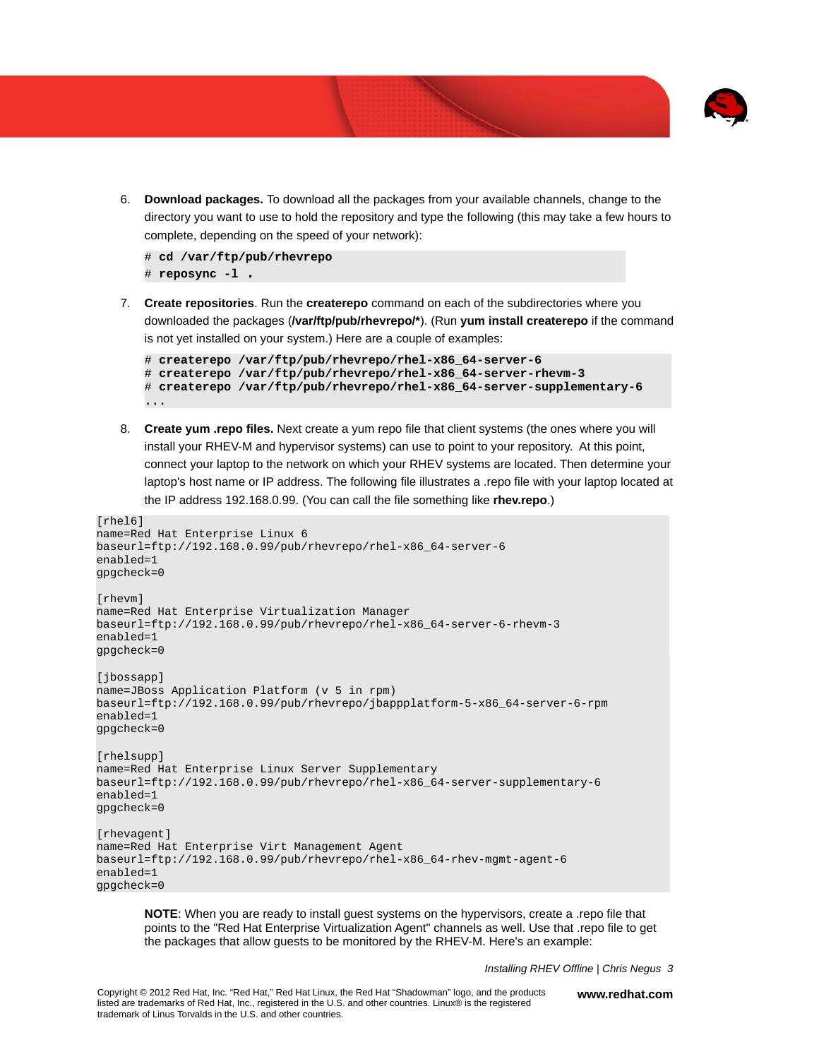6. **Download packages.** To download all the packages from your available channels, change to the directory you want to use to hold the repository and type the following (this may take a few hours to complete, depending on the speed of your network):

```
# cd /var/ftp/pub/rhevrepo
# reposync -l .
```

7. **Create repositories**. Run the **createrepo** command on each of the subdirectories where you downloaded the packages (**/var/ftp/pub/rhevrepo/***). (Run **yum install createrepo** if the command is not yet installed on your system.) Here are a couple of examples:

```
# createrepo /var/ftp/pub/rhevrepo/rhel-x86_64-server-6
# createrepo /var/ftp/pub/rhevrepo/rhel-x86_64-server-rhevm-3
# createrepo /var/ftp/pub/rhevrepo/rhel-x86_64-server-supplementary-6
...
```

8. **Create yum .repo files.** Next create a yum repo file that client systems (the ones where you will install your RHEV-M and hypervisor systems) can use to point to your repository. At this point, connect your laptop to the network on which your RHEV systems are located. Then determine your laptop's host name or IP address. The following file illustrates a .repo file with your laptop located at the IP address 192.168.0.99. (You can call the file something like **rhev.repo**.)

```
[rhel6]
name=Red Hat Enterprise Linux 6
baseurl=ftp://192.168.0.99/pub/rhevrepo/rhel-x86_64-server-6
enabled=1
gpgcheck=0

[rhevm]
name=Red Hat Enterprise Virtualization Manager
baseurl=ftp://192.168.0.99/pub/rhevrepo/rhel-x86_64-server-6-rhevm-3
enabled=1
gpgcheck=0

[jbossapp]
name=JBoss Application Platform (v 5 in rpm)
baseurl=ftp://192.168.0.99/pub/rhevrepo/jbappplatform-5-x86_64-server-6-rpm
enabled=1
gpgcheck=0

[rhelsupp]
name=Red Hat Enterprise Linux Server Supplementary
baseurl=ftp://192.168.0.99/pub/rhevrepo/rhel-x86_64-server-supplementary-6
enabled=1
gpgcheck=0

[rhevagent]
name=Red Hat Enterprise Virt Management Agent
baseurl=ftp://192.168.0.99/pub/rhevrepo/rhel-x86_64-rhev-mgmt-agent-6
enabled=1
gpgcheck=0
```

**NOTE**: When you are ready to install guest systems on the hypervisors, create a .repo file that points to the "Red Hat Enterprise Virtualization Agent" channels as well. Use that .repo file to get the packages that allow guests to be monitored by the RHEV-M. Here's an example: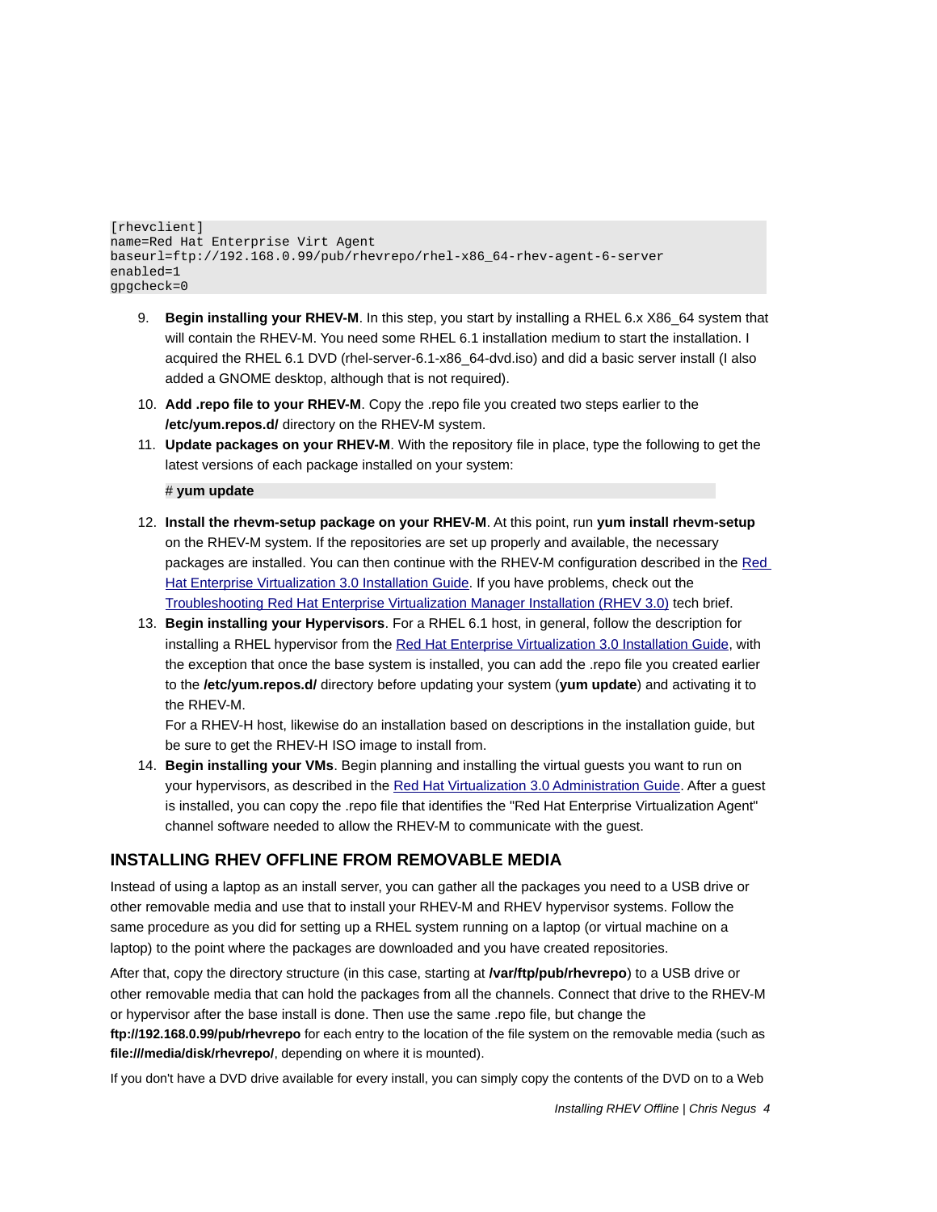```
[rhevclient]
name=Red Hat Enterprise Virt Agent
baseurl=ftp://192.168.0.99/pub/rhevrepo/rhel-x86_64-rhev-agent-6-server
enabled=1
gpgcheck=0
```

9. **Begin installing your RHEV-M**. In this step, you start by installing a RHEL 6.x X86_64 system that will contain the RHEV-M. You need some RHEL 6.1 installation medium to start the installation. I acquired the RHEL 6.1 DVD (rhel-server-6.1-x86_64-dvd.iso) and did a basic server install (I also added a GNOME desktop, although that is not required).
10. **Add .repo file to your RHEV-M**. Copy the .repo file you created two steps earlier to the **/etc/yum.repos.d/** directory on the RHEV-M system.
11. **Update packages on your RHEV-M**. With the repository file in place, type the following to get the latest versions of each package installed on your system:

    ```
    # yum update
    ```

12. **Install the rhevm-setup package on your RHEV-M**. At this point, run **yum install rhevm-setup** on the RHEV-M system. If the repositories are set up properly and available, the necessary packages are installed. You can then continue with the RHEV-M configuration described in the Red Hat Enterprise Virtualization 3.0 Installation Guide. If you have problems, check out the Troubleshooting Red Hat Enterprise Virtualization Manager Installation (RHEV 3.0) tech brief.
13. **Begin installing your Hypervisors**. For a RHEL 6.1 host, in general, follow the description for installing a RHEL hypervisor from the Red Hat Enterprise Virtualization 3.0 Installation Guide, with the exception that once the base system is installed, you can add the .repo file you created earlier to the **/etc/yum.repos.d/** directory before updating your system (**yum update**) and activating it to the RHEV-M.
    For a RHEV-H host, likewise do an installation based on descriptions in the installation guide, but be sure to get the RHEV-H ISO image to install from.
14. **Begin installing your VMs**. Begin planning and installing the virtual guests you want to run on your hypervisors, as described in the Red Hat Virtualization 3.0 Administration Guide. After a guest is installed, you can copy the .repo file that identifies the "Red Hat Enterprise Virtualization Agent" channel software needed to allow the RHEV-M to communicate with the guest.

## INSTALLING RHEV OFFLINE FROM REMOVABLE MEDIA

Instead of using a laptop as an install server, you can gather all the packages you need to a USB drive or other removable media and use that to install your RHEV-M and RHEV hypervisor systems. Follow the same procedure as you did for setting up a RHEL system running on a laptop (or virtual machine on a laptop) to the point where the packages are downloaded and you have created repositories.

After that, copy the directory structure (in this case, starting at **/var/ftp/pub/rhevrepo**) to a USB drive or other removable media that can hold the packages from all the channels. Connect that drive to the RHEV-M or hypervisor after the base install is done. Then use the same .repo file, but change the **ftp://192.168.0.99/pub/rhevrepo** for each entry to the location of the file system on the removable media (such as **file:///media/disk/rhevrepo/**, depending on where it is mounted).

If you don't have a DVD drive available for every install, you can simply copy the contents of the DVD on to a Web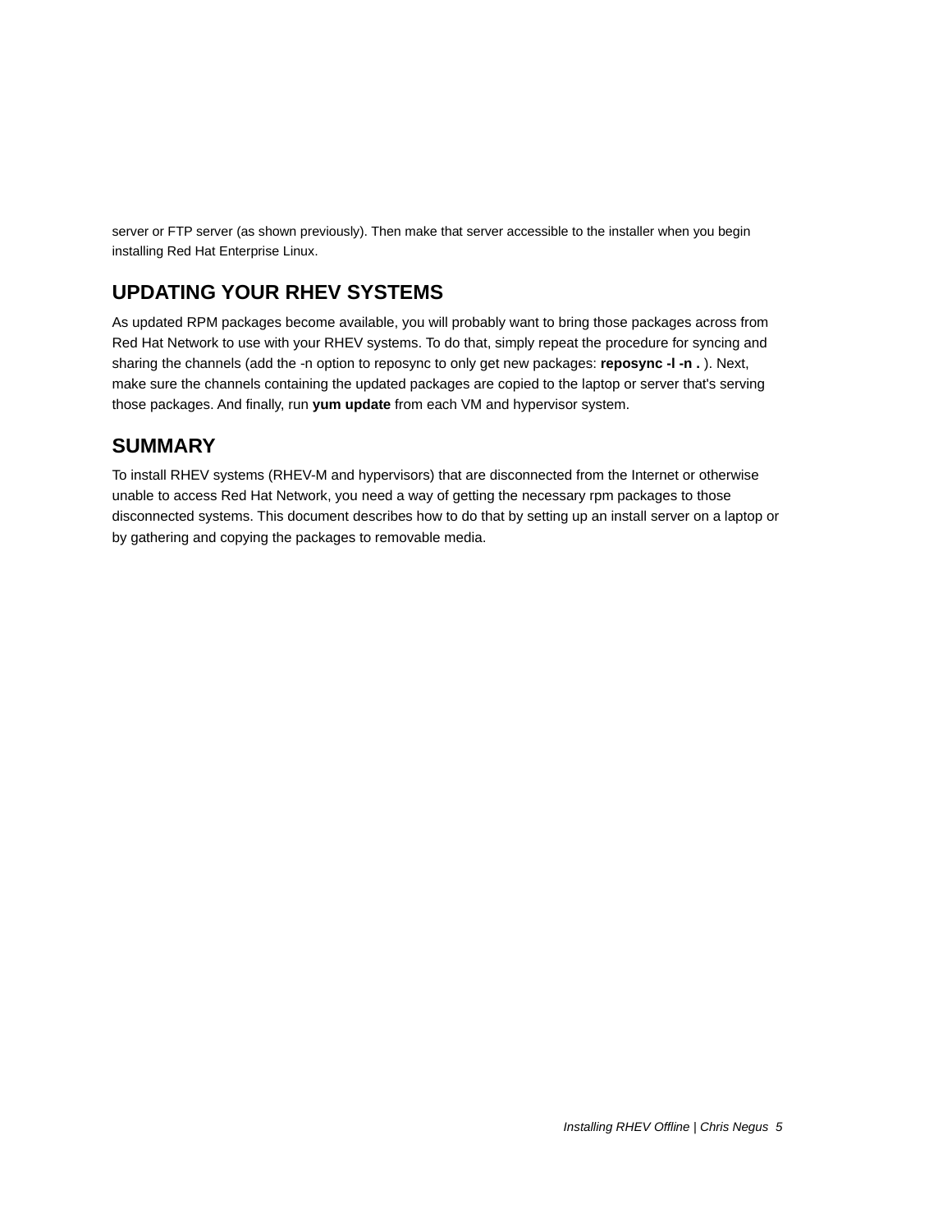server or FTP server (as shown previously). Then make that server accessible to the installer when you begin installing Red Hat Enterprise Linux.

## UPDATING YOUR RHEV SYSTEMS

As updated RPM packages become available, you will probably want to bring those packages across from Red Hat Network to use with your RHEV systems. To do that, simply repeat the procedure for syncing and sharing the channels (add the -n option to reposync to only get new packages: **reposync -l -n .** ). Next, make sure the channels containing the updated packages are copied to the laptop or server that's serving those packages. And finally, run **yum update** from each VM and hypervisor system.

## SUMMARY

To install RHEV systems (RHEV-M and hypervisors) that are disconnected from the Internet or otherwise unable to access Red Hat Network, you need a way of getting the necessary rpm packages to those disconnected systems. This document describes how to do that by setting up an install server on a laptop or by gathering and copying the packages to removable media.